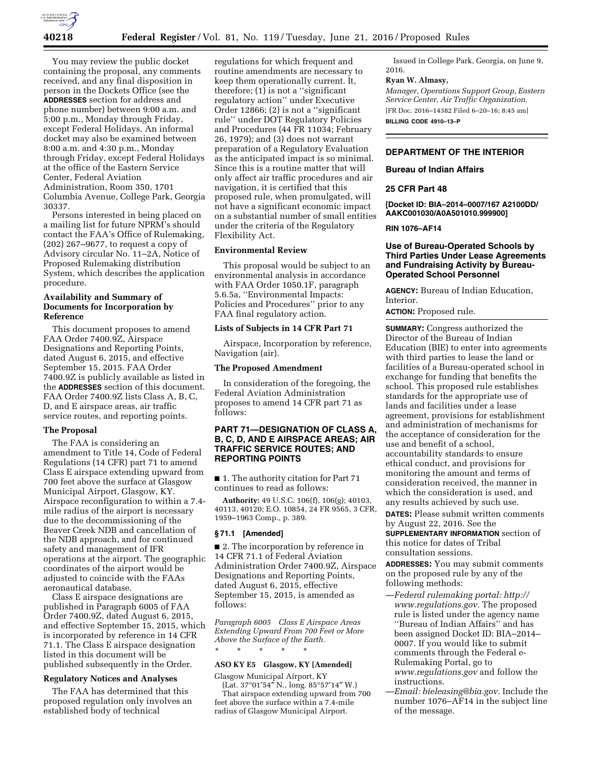You may review the public docket containing the proposal, any comments received, and any final disposition in person in the Dockets Office (see the **ADDRESSES** section for address and phone number) between 9:00 a.m. and 5:00 p.m., Monday through Friday, except Federal Holidays. An informal docket may also be examined between 8:00 a.m. and 4:30 p.m., Monday through Friday, except Federal Holidays at the office of the Eastern Service Center, Federal Aviation Administration, Room 350, 1701 Columbia Avenue, College Park, Georgia 30337.

Persons interested in being placed on a mailing list for future NPRM's should contact the FAA's Office of Rulemaking, (202) 267–9677, to request a copy of Advisory circular No. 11–2A, Notice of Proposed Rulemaking distribution System, which describes the application procedure.

### Availability and Summary of Documents for Incorporation by Reference

This document proposes to amend FAA Order 7400.9Z, Airspace Designations and Reporting Points, dated August 6, 2015, and effective September 15, 2015. FAA Order 7400.9Z is publicly available as listed in the **ADDRESSES** section of this document. FAA Order 7400.9Z lists Class A, B, C, D, and E airspace areas, air traffic service routes, and reporting points.

### The Proposal

The FAA is considering an amendment to Title 14, Code of Federal Regulations (14 CFR) part 71 to amend Class E airspace extending upward from 700 feet above the surface at Glasgow Municipal Airport, Glasgow, KY. Airspace reconfiguration to within a 7.4-mile radius of the airport is necessary due to the decommissioning of the Beaver Creek NDB and cancellation of the NDB approach, and for continued safety and management of IFR operations at the airport. The geographic coordinates of the airport would be adjusted to coincide with the FAAs aeronautical database.

Class E airspace designations are published in Paragraph 6005 of FAA Order 7400.9Z, dated August 6, 2015, and effective September 15, 2015, which is incorporated by reference in 14 CFR 71.1. The Class E airspace designation listed in this document will be published subsequently in the Order.

### Regulatory Notices and Analyses

The FAA has determined that this proposed regulation only involves an established body of technical regulations for which frequent and routine amendments are necessary to keep them operationally current. It, therefore; (1) is not a ''significant regulatory action'' under Executive Order 12866; (2) is not a ''significant rule'' under DOT Regulatory Policies and Procedures (44 FR 11034; February 26, 1979); and (3) does not warrant preparation of a Regulatory Evaluation as the anticipated impact is so minimal. Since this is a routine matter that will only affect air traffic procedures and air navigation, it is certified that this proposed rule, when promulgated, will not have a significant economic impact on a substantial number of small entities under the criteria of the Regulatory Flexibility Act.

### Environmental Review

This proposal would be subject to an environmental analysis in accordance with FAA Order 1050.1F, paragraph 5.6.5a, ''Environmental Impacts: Policies and Procedures'' prior to any FAA final regulatory action.

### Lists of Subjects in 14 CFR Part 71

Airspace, Incorporation by reference, Navigation (air).

### The Proposed Amendment

In consideration of the foregoing, the Federal Aviation Administration proposes to amend 14 CFR part 71 as follows:

## PART 71—DESIGNATION OF CLASS A, B, C, D, AND E AIRSPACE AREAS; AIR TRAFFIC SERVICE ROUTES; AND REPORTING POINTS

■ 1. The authority citation for Part 71 continues to read as follows:

**Authority:** 49 U.S.C. 106(f), 106(g); 40103, 40113, 40120; E.O. 10854, 24 FR 9565, 3 CFR, 1959–1963 Comp., p. 389.

### § 71.1 [Amended]

■ 2. The incorporation by reference in 14 CFR 71.1 of Federal Aviation Administration Order 7400.9Z, Airspace Designations and Reporting Points, dated August 6, 2015, effective September 15, 2015, is amended as follows:

*Paragraph 6005 Class E Airspace Areas Extending Upward From 700 Feet or More Above the Surface of the Earth.*

\* \* \* \* \*

**ASO KY E5 Glasgow, KY [Amended]**

Glasgow Municipal Airport, KY
(Lat. 37°01′54″ N., long. 85°57′14″ W.)

That airspace extending upward from 700 feet above the surface within a 7.4-mile radius of Glasgow Municipal Airport.

Issued in College Park, Georgia, on June 9, 2016.

**Ryan W. Almasy,**

*Manager, Operations Support Group, Eastern Service Center, Air Traffic Organization.*

[FR Doc. 2016–14382 Filed 6–20–16; 8:45 am]

**BILLING CODE 4910–13–P**

---

## DEPARTMENT OF THE INTERIOR

### Bureau of Indian Affairs

### 25 CFR Part 48

**[Docket ID: BIA–2014–0007/167 A2100DD/AAKC001030/A0A501010.999900]**

**RIN 1076–AF14**

## Use of Bureau-Operated Schools by Third Parties Under Lease Agreements and Fundraising Activity by Bureau-Operated School Personnel

**AGENCY:** Bureau of Indian Education, Interior.

**ACTION:** Proposed rule.

**SUMMARY:** Congress authorized the Director of the Bureau of Indian Education (BIE) to enter into agreements with third parties to lease the land or facilities of a Bureau-operated school in exchange for funding that benefits the school. This proposed rule establishes standards for the appropriate use of lands and facilities under a lease agreement, provisions for establishment and administration of mechanisms for the acceptance of consideration for the use and benefit of a school, accountability standards to ensure ethical conduct, and provisions for monitoring the amount and terms of consideration received, the manner in which the consideration is used, and any results achieved by such use.

**DATES:** Please submit written comments by August 22, 2016. See the **SUPPLEMENTARY INFORMATION** section of this notice for dates of Tribal consultation sessions.

**ADDRESSES:** You may submit comments on the proposed rule by any of the following methods:

—*Federal rulemaking portal: http://www.regulations.gov.* The proposed rule is listed under the agency name ''Bureau of Indian Affairs'' and has been assigned Docket ID: BIA–2014–0007. If you would like to submit comments through the Federal e-Rulemaking Portal, go to *www.regulations.gov* and follow the instructions.

—*Email: bieleasing@bia.gov.* Include the number 1076–AF14 in the subject line of the message.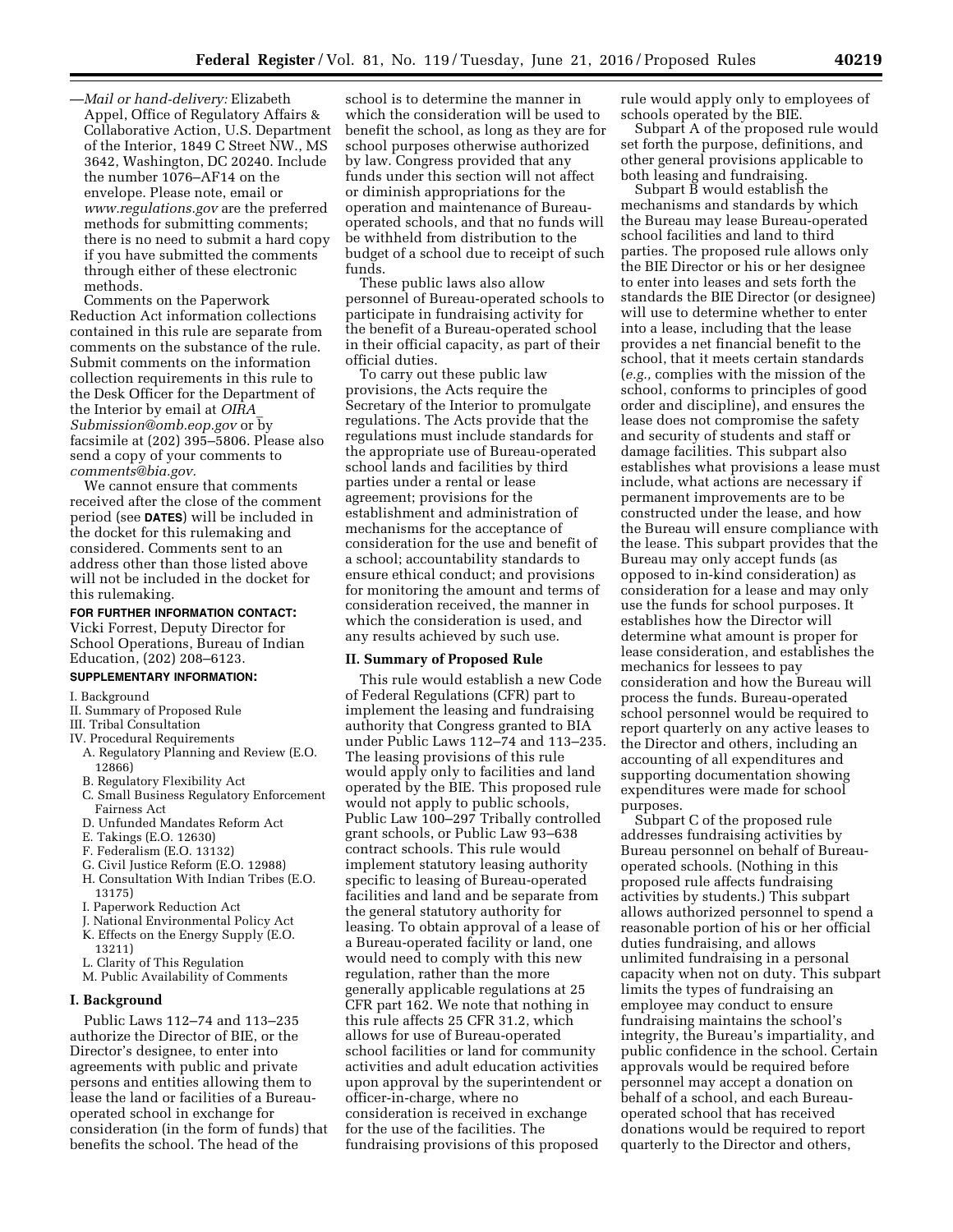—*Mail or hand-delivery:* Elizabeth Appel, Office of Regulatory Affairs & Collaborative Action, U.S. Department of the Interior, 1849 C Street NW., MS 3642, Washington, DC 20240. Include the number 1076–AF14 on the envelope. Please note, email or *www.regulations.gov* are the preferred methods for submitting comments; there is no need to submit a hard copy if you have submitted the comments through either of these electronic methods.

Comments on the Paperwork Reduction Act information collections contained in this rule are separate from comments on the substance of the rule. Submit comments on the information collection requirements in this rule to the Desk Officer for the Department of the Interior by email at *OIRA_Submission@omb.eop.gov* or by facsimile at (202) 395–5806. Please also send a copy of your comments to *comments@bia.gov.*

We cannot ensure that comments received after the close of the comment period (see **DATES**) will be included in the docket for this rulemaking and considered. Comments sent to an address other than those listed above will not be included in the docket for this rulemaking.

**FOR FURTHER INFORMATION CONTACT:**
Vicki Forrest, Deputy Director for School Operations, Bureau of Indian Education, (202) 208–6123.

**SUPPLEMENTARY INFORMATION:**

I. Background
II. Summary of Proposed Rule
III. Tribal Consultation
IV. Procedural Requirements
- A. Regulatory Planning and Review (E.O. 12866)
- B. Regulatory Flexibility Act
- C. Small Business Regulatory Enforcement Fairness Act
- D. Unfunded Mandates Reform Act
- E. Takings (E.O. 12630)
- F. Federalism (E.O. 13132)
- G. Civil Justice Reform (E.O. 12988)
- H. Consultation With Indian Tribes (E.O. 13175)
- I. Paperwork Reduction Act
- J. National Environmental Policy Act
- K. Effects on the Energy Supply (E.O. 13211)
- L. Clarity of This Regulation
- M. Public Availability of Comments

## I. Background

Public Laws 112–74 and 113–235 authorize the Director of BIE, or the Director's designee, to enter into agreements with public and private persons and entities allowing them to lease the land or facilities of a Bureau-operated school in exchange for consideration (in the form of funds) that benefits the school. The head of the school is to determine the manner in which the consideration will be used to benefit the school, as long as they are for school purposes otherwise authorized by law. Congress provided that any funds under this section will not affect or diminish appropriations for the operation and maintenance of Bureau-operated schools, and that no funds will be withheld from distribution to the budget of a school due to receipt of such funds.

These public laws also allow personnel of Bureau-operated schools to participate in fundraising activity for the benefit of a Bureau-operated school in their official capacity, as part of their official duties.

To carry out these public law provisions, the Acts require the Secretary of the Interior to promulgate regulations. The Acts provide that the regulations must include standards for the appropriate use of Bureau-operated school lands and facilities by third parties under a rental or lease agreement; provisions for the establishment and administration of mechanisms for the acceptance of consideration for the use and benefit of a school; accountability standards to ensure ethical conduct; and provisions for monitoring the amount and terms of consideration received, the manner in which the consideration is used, and any results achieved by such use.

## II. Summary of Proposed Rule

This rule would establish a new Code of Federal Regulations (CFR) part to implement the leasing and fundraising authority that Congress granted to BIA under Public Laws 112–74 and 113–235. The leasing provisions of this rule would apply only to facilities and land operated by the BIE. This proposed rule would not apply to public schools, Public Law 100–297 Tribally controlled grant schools, or Public Law 93–638 contract schools. This rule would implement statutory leasing authority specific to leasing of Bureau-operated facilities and land and be separate from the general statutory authority for leasing. To obtain approval of a lease of a Bureau-operated facility or land, one would need to comply with this new regulation, rather than the more generally applicable regulations at 25 CFR part 162. We note that nothing in this rule affects 25 CFR 31.2, which allows for use of Bureau-operated school facilities or land for community activities and adult education activities upon approval by the superintendent or officer-in-charge, where no consideration is received in exchange for the use of the facilities. The fundraising provisions of this proposed rule would apply only to employees of schools operated by the BIE.

Subpart A of the proposed rule would set forth the purpose, definitions, and other general provisions applicable to both leasing and fundraising.

Subpart B would establish the mechanisms and standards by which the Bureau may lease Bureau-operated school facilities and land to third parties. The proposed rule allows only the BIE Director or his or her designee to enter into leases and sets forth the standards the BIE Director (or designee) will use to determine whether to enter into a lease, including that the lease provides a net financial benefit to the school, that it meets certain standards (*e.g.,* complies with the mission of the school, conforms to principles of good order and discipline), and ensures the lease does not compromise the safety and security of students and staff or damage facilities. This subpart also establishes what provisions a lease must include, what actions are necessary if permanent improvements are to be constructed under the lease, and how the Bureau will ensure compliance with the lease. This subpart provides that the Bureau may only accept funds (as opposed to in-kind consideration) as consideration for a lease and may only use the funds for school purposes. It establishes how the Director will determine what amount is proper for lease consideration, and establishes the mechanics for lessees to pay consideration and how the Bureau will process the funds. Bureau-operated school personnel would be required to report quarterly on any active leases to the Director and others, including an accounting of all expenditures and supporting documentation showing expenditures were made for school purposes.

Subpart C of the proposed rule addresses fundraising activities by Bureau personnel on behalf of Bureau-operated schools. (Nothing in this proposed rule affects fundraising activities by students.) This subpart allows authorized personnel to spend a reasonable portion of his or her official duties fundraising, and allows unlimited fundraising in a personal capacity when not on duty. This subpart limits the types of fundraising an employee may conduct to ensure fundraising maintains the school's integrity, the Bureau's impartiality, and public confidence in the school. Certain approvals would be required before personnel may accept a donation on behalf of a school, and each Bureau-operated school that has received donations would be required to report quarterly to the Director and others,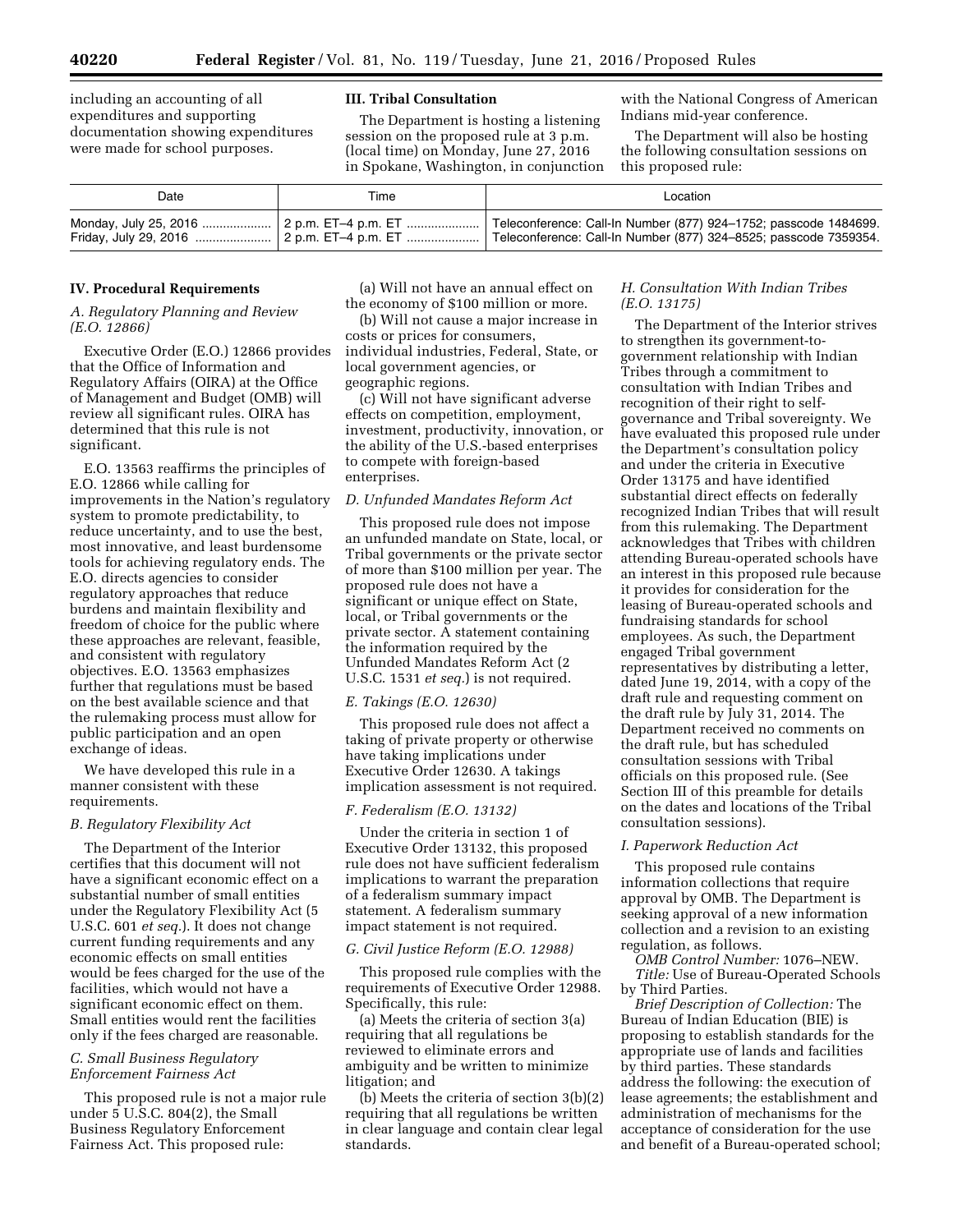including an accounting of all expenditures and supporting documentation showing expenditures were made for school purposes.

## III. Tribal Consultation

The Department is hosting a listening session on the proposed rule at 3 p.m. (local time) on Monday, June 27, 2016 in Spokane, Washington, in conjunction with the National Congress of American Indians mid-year conference.

The Department will also be hosting the following consultation sessions on this proposed rule:

| Date | Time | Location |
| --- | --- | --- |
| Monday, July 25, 2016 | 2 p.m. ET–4 p.m. ET | Teleconference: Call-In Number (877) 924–1752; passcode 1484699. |
| Friday, July 29, 2016 | 2 p.m. ET–4 p.m. ET | Teleconference: Call-In Number (877) 324–8525; passcode 7359354. |

## IV. Procedural Requirements

### *A. Regulatory Planning and Review (E.O. 12866)*

Executive Order (E.O.) 12866 provides that the Office of Information and Regulatory Affairs (OIRA) at the Office of Management and Budget (OMB) will review all significant rules. OIRA has determined that this rule is not significant.

E.O. 13563 reaffirms the principles of E.O. 12866 while calling for improvements in the Nation's regulatory system to promote predictability, to reduce uncertainty, and to use the best, most innovative, and least burdensome tools for achieving regulatory ends. The E.O. directs agencies to consider regulatory approaches that reduce burdens and maintain flexibility and freedom of choice for the public where these approaches are relevant, feasible, and consistent with regulatory objectives. E.O. 13563 emphasizes further that regulations must be based on the best available science and that the rulemaking process must allow for public participation and an open exchange of ideas.

We have developed this rule in a manner consistent with these requirements.

### *B. Regulatory Flexibility Act*

The Department of the Interior certifies that this document will not have a significant economic effect on a substantial number of small entities under the Regulatory Flexibility Act (5 U.S.C. 601 *et seq.*). It does not change current funding requirements and any economic effects on small entities would be fees charged for the use of the facilities, which would not have a significant economic effect on them. Small entities would rent the facilities only if the fees charged are reasonable.

### *C. Small Business Regulatory Enforcement Fairness Act*

This proposed rule is not a major rule under 5 U.S.C. 804(2), the Small Business Regulatory Enforcement Fairness Act. This proposed rule:

(a) Will not have an annual effect on the economy of $100 million or more.

(b) Will not cause a major increase in costs or prices for consumers, individual industries, Federal, State, or local government agencies, or geographic regions.

(c) Will not have significant adverse effects on competition, employment, investment, productivity, innovation, or the ability of the U.S.-based enterprises to compete with foreign-based enterprises.

### *D. Unfunded Mandates Reform Act*

This proposed rule does not impose an unfunded mandate on State, local, or Tribal governments or the private sector of more than $100 million per year. The proposed rule does not have a significant or unique effect on State, local, or Tribal governments or the private sector. A statement containing the information required by the Unfunded Mandates Reform Act (2 U.S.C. 1531 *et seq.*) is not required.

### *E. Takings (E.O. 12630)*

This proposed rule does not affect a taking of private property or otherwise have taking implications under Executive Order 12630. A takings implication assessment is not required.

### *F. Federalism (E.O. 13132)*

Under the criteria in section 1 of Executive Order 13132, this proposed rule does not have sufficient federalism implications to warrant the preparation of a federalism summary impact statement. A federalism summary impact statement is not required.

### *G. Civil Justice Reform (E.O. 12988)*

This proposed rule complies with the requirements of Executive Order 12988. Specifically, this rule:

(a) Meets the criteria of section 3(a) requiring that all regulations be reviewed to eliminate errors and ambiguity and be written to minimize litigation; and

(b) Meets the criteria of section 3(b)(2) requiring that all regulations be written in clear language and contain clear legal standards.

### *H. Consultation With Indian Tribes (E.O. 13175)*

The Department of the Interior strives to strengthen its government-to-government relationship with Indian Tribes through a commitment to consultation with Indian Tribes and recognition of their right to self-governance and Tribal sovereignty. We have evaluated this proposed rule under the Department's consultation policy and under the criteria in Executive Order 13175 and have identified substantial direct effects on federally recognized Indian Tribes that will result from this rulemaking. The Department acknowledges that Tribes with children attending Bureau-operated schools have an interest in this proposed rule because it provides for consideration for the leasing of Bureau-operated schools and fundraising standards for school employees. As such, the Department engaged Tribal government representatives by distributing a letter, dated June 19, 2014, with a copy of the draft rule and requesting comment on the draft rule by July 31, 2014. The Department received no comments on the draft rule, but has scheduled consultation sessions with Tribal officials on this proposed rule. (See Section III of this preamble for details on the dates and locations of the Tribal consultation sessions).

### *I. Paperwork Reduction Act*

This proposed rule contains information collections that require approval by OMB. The Department is seeking approval of a new information collection and a revision to an existing regulation, as follows.

*OMB Control Number:* 1076–NEW.

*Title:* Use of Bureau-Operated Schools by Third Parties.

*Brief Description of Collection:* The Bureau of Indian Education (BIE) is proposing to establish standards for the appropriate use of lands and facilities by third parties. These standards address the following: the execution of lease agreements; the establishment and administration of mechanisms for the acceptance of consideration for the use and benefit of a Bureau-operated school;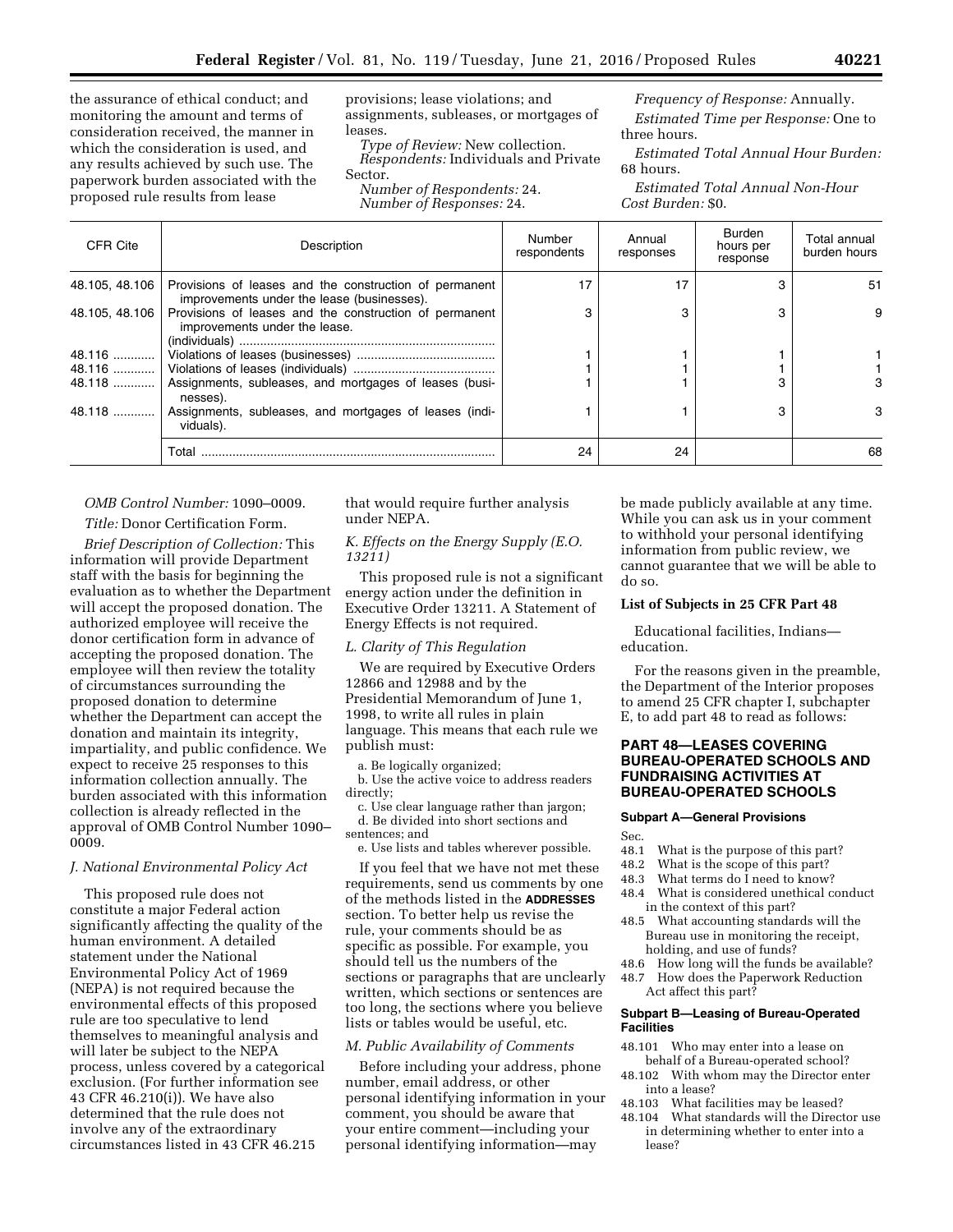the assurance of ethical conduct; and monitoring the amount and terms of consideration received, the manner in which the consideration is used, and any results achieved by such use. The paperwork burden associated with the proposed rule results from lease provisions; lease violations; and assignments, subleases, or mortgages of leases.

*Type of Review:* New collection.

*Respondents:* Individuals and Private Sector.

*Number of Respondents:* 24.

*Number of Responses:* 24.

*Frequency of Response:* Annually.

*Estimated Time per Response:* One to three hours.

*Estimated Total Annual Hour Burden:* 68 hours.

*Estimated Total Annual Non-Hour Cost Burden:* $0.

| CFR Cite | Description | Number respondents | Annual responses | Burden hours per response | Total annual burden hours |
|---|---|---|---|---|---|
| 48.105, 48.106 | Provisions of leases and the construction of permanent improvements under the lease (businesses). | 17 | 17 | 3 | 51 |
| 48.105, 48.106 | Provisions of leases and the construction of permanent improvements under the lease. (individuals) | 3 | 3 | 3 | 9 |
| 48.116 | Violations of leases (businesses) | 1 | 1 | 1 | 1 |
| 48.116 | Violations of leases (individuals) | 1 | 1 | 1 | 1 |
| 48.118 | Assignments, subleases, and mortgages of leases (businesses). | 1 | 1 | 3 | 3 |
| 48.118 | Assignments, subleases, and mortgages of leases (individuals). | 1 | 1 | 3 | 3 |
| | Total | 24 | 24 | | 68 |

*OMB Control Number:* 1090–0009.

*Title:* Donor Certification Form.

*Brief Description of Collection:* This information will provide Department staff with the basis for beginning the evaluation as to whether the Department will accept the proposed donation. The authorized employee will receive the donor certification form in advance of accepting the proposed donation. The employee will then review the totality of circumstances surrounding the proposed donation to determine whether the Department can accept the donation and maintain its integrity, impartiality, and public confidence. We expect to receive 25 responses to this information collection annually. The burden associated with this information collection is already reflected in the approval of OMB Control Number 1090–0009.

### J. National Environmental Policy Act

This proposed rule does not constitute a major Federal action significantly affecting the quality of the human environment. A detailed statement under the National Environmental Policy Act of 1969 (NEPA) is not required because the environmental effects of this proposed rule are too speculative to lend themselves to meaningful analysis and will later be subject to the NEPA process, unless covered by a categorical exclusion. (For further information see 43 CFR 46.210(i)). We have also determined that the rule does not involve any of the extraordinary circumstances listed in 43 CFR 46.215 that would require further analysis under NEPA.

### K. Effects on the Energy Supply (E.O. 13211)

This proposed rule is not a significant energy action under the definition in Executive Order 13211. A Statement of Energy Effects is not required.

### L. Clarity of This Regulation

We are required by Executive Orders 12866 and 12988 and by the Presidential Memorandum of June 1, 1998, to write all rules in plain language. This means that each rule we publish must:

a. Be logically organized;

b. Use the active voice to address readers directly;

c. Use clear language rather than jargon;

d. Be divided into short sections and sentences; and

e. Use lists and tables wherever possible.

If you feel that we have not met these requirements, send us comments by one of the methods listed in the **ADDRESSES** section. To better help us revise the rule, your comments should be as specific as possible. For example, you should tell us the numbers of the sections or paragraphs that are unclearly written, which sections or sentences are too long, the sections where you believe lists or tables would be useful, etc.

### M. Public Availability of Comments

Before including your address, phone number, email address, or other personal identifying information in your comment, you should be aware that your entire comment—including your personal identifying information—may be made publicly available at any time. While you can ask us in your comment to withhold your personal identifying information from public review, we cannot guarantee that we will be able to do so.

### List of Subjects in 25 CFR Part 48

Educational facilities, Indians—education.

For the reasons given in the preamble, the Department of the Interior proposes to amend 25 CFR chapter I, subchapter E, to add part 48 to read as follows:

## PART 48—LEASES COVERING BUREAU-OPERATED SCHOOLS AND FUNDRAISING ACTIVITIES AT BUREAU-OPERATED SCHOOLS

#### Subpart A—General Provisions

Sec.

48.1 What is the purpose of this part?

48.2 What is the scope of this part?

48.3 What terms do I need to know?

48.4 What is considered unethical conduct in the context of this part?

48.5 What accounting standards will the Bureau use in monitoring the receipt, holding, and use of funds?

48.6 How long will the funds be available?

48.7 How does the Paperwork Reduction Act affect this part?

#### Subpart B—Leasing of Bureau-Operated Facilities

48.101 Who may enter into a lease on behalf of a Bureau-operated school?

48.102 With whom may the Director enter into a lease?

48.103 What facilities may be leased?

48.104 What standards will the Director use in determining whether to enter into a lease?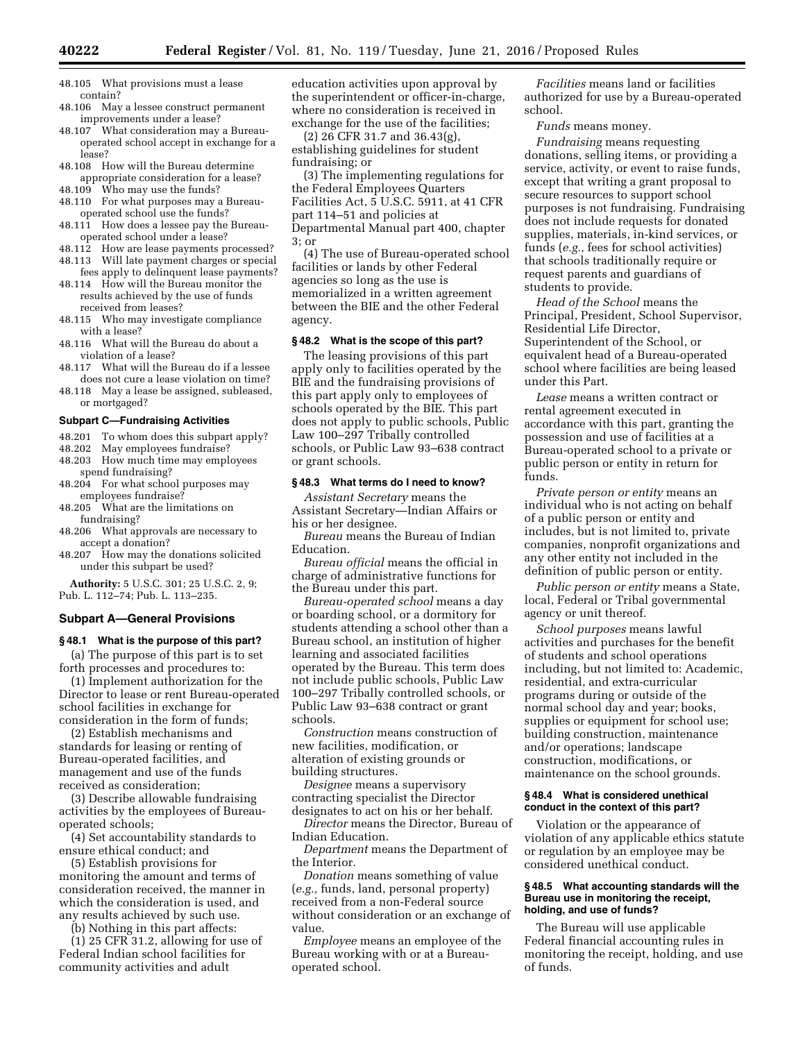48.105 What provisions must a lease contain?
48.106 May a lessee construct permanent improvements under a lease?
48.107 What consideration may a Bureau-operated school accept in exchange for a lease?
48.108 How will the Bureau determine appropriate consideration for a lease?
48.109 Who may use the funds?
48.110 For what purposes may a Bureau-operated school use the funds?
48.111 How does a lessee pay the Bureau-operated school under a lease?
48.112 How are lease payments processed?
48.113 Will late payment charges or special fees apply to delinquent lease payments?
48.114 How will the Bureau monitor the results achieved by the use of funds received from leases?
48.115 Who may investigate compliance with a lease?
48.116 What will the Bureau do about a violation of a lease?
48.117 What will the Bureau do if a lessee does not cure a lease violation on time?
48.118 May a lease be assigned, subleased, or mortgaged?

**Subpart C—Fundraising Activities**

48.201 To whom does this subpart apply?
48.202 May employees fundraise?
48.203 How much time may employees spend fundraising?
48.204 For what school purposes may employees fundraise?
48.205 What are the limitations on fundraising?
48.206 What approvals are necessary to accept a donation?
48.207 How may the donations solicited under this subpart be used?

**Authority:** 5 U.S.C. 301; 25 U.S.C. 2, 9; Pub. L. 112–74; Pub. L. 113–235.

## Subpart A—General Provisions

### § 48.1 What is the purpose of this part?

(a) The purpose of this part is to set forth processes and procedures to:

(1) Implement authorization for the Director to lease or rent Bureau-operated school facilities in exchange for consideration in the form of funds;

(2) Establish mechanisms and standards for leasing or renting of Bureau-operated facilities, and management and use of the funds received as consideration;

(3) Describe allowable fundraising activities by the employees of Bureau-operated schools;

(4) Set accountability standards to ensure ethical conduct; and

(5) Establish provisions for monitoring the amount and terms of consideration received, the manner in which the consideration is used, and any results achieved by such use.

(b) Nothing in this part affects:

(1) 25 CFR 31.2, allowing for use of Federal Indian school facilities for community activities and adult education activities upon approval by the superintendent or officer-in-charge, where no consideration is received in exchange for the use of the facilities;

(2) 26 CFR 31.7 and 36.43(g), establishing guidelines for student fundraising; or

(3) The implementing regulations for the Federal Employees Quarters Facilities Act, 5 U.S.C. 5911, at 41 CFR part 114–51 and policies at Departmental Manual part 400, chapter 3; or

(4) The use of Bureau-operated school facilities or lands by other Federal agencies so long as the use is memorialized in a written agreement between the BIE and the other Federal agency.

### § 48.2 What is the scope of this part?

The leasing provisions of this part apply only to facilities operated by the BIE and the fundraising provisions of this part apply only to employees of schools operated by the BIE. This part does not apply to public schools, Public Law 100–297 Tribally controlled schools, or Public Law 93–638 contract or grant schools.

### § 48.3 What terms do I need to know?

*Assistant Secretary* means the Assistant Secretary—Indian Affairs or his or her designee.

*Bureau* means the Bureau of Indian Education.

*Bureau official* means the official in charge of administrative functions for the Bureau under this part.

*Bureau-operated school* means a day or boarding school, or a dormitory for students attending a school other than a Bureau school, an institution of higher learning and associated facilities operated by the Bureau. This term does not include public schools, Public Law 100–297 Tribally controlled schools, or Public Law 93–638 contract or grant schools.

*Construction* means construction of new facilities, modification, or alteration of existing grounds or building structures.

*Designee* means a supervisory contracting specialist the Director designates to act on his or her behalf.

*Director* means the Director, Bureau of Indian Education.

*Department* means the Department of the Interior.

*Donation* means something of value (*e.g.,* funds, land, personal property) received from a non-Federal source without consideration or an exchange of value.

*Employee* means an employee of the Bureau working with or at a Bureau-operated school.

*Facilities* means land or facilities authorized for use by a Bureau-operated school.

*Funds* means money.

*Fundraising* means requesting donations, selling items, or providing a service, activity, or event to raise funds, except that writing a grant proposal to secure resources to support school purposes is not fundraising. Fundraising does not include requests for donated supplies, materials, in-kind services, or funds (*e.g.,* fees for school activities) that schools traditionally require or request parents and guardians of students to provide.

*Head of the School* means the Principal, President, School Supervisor, Residential Life Director, Superintendent of the School, or equivalent head of a Bureau-operated school where facilities are being leased under this Part.

*Lease* means a written contract or rental agreement executed in accordance with this part, granting the possession and use of facilities at a Bureau-operated school to a private or public person or entity in return for funds.

*Private person or entity* means an individual who is not acting on behalf of a public person or entity and includes, but is not limited to, private companies, nonprofit organizations and any other entity not included in the definition of public person or entity.

*Public person or entity* means a State, local, Federal or Tribal governmental agency or unit thereof.

*School purposes* means lawful activities and purchases for the benefit of students and school operations including, but not limited to: Academic, residential, and extra-curricular programs during or outside of the normal school day and year; books, supplies or equipment for school use; building construction, maintenance and/or operations; landscape construction, modifications, or maintenance on the school grounds.

### § 48.4 What is considered unethical conduct in the context of this part?

Violation or the appearance of violation of any applicable ethics statute or regulation by an employee may be considered unethical conduct.

### § 48.5 What accounting standards will the Bureau use in monitoring the receipt, holding, and use of funds?

The Bureau will use applicable Federal financial accounting rules in monitoring the receipt, holding, and use of funds.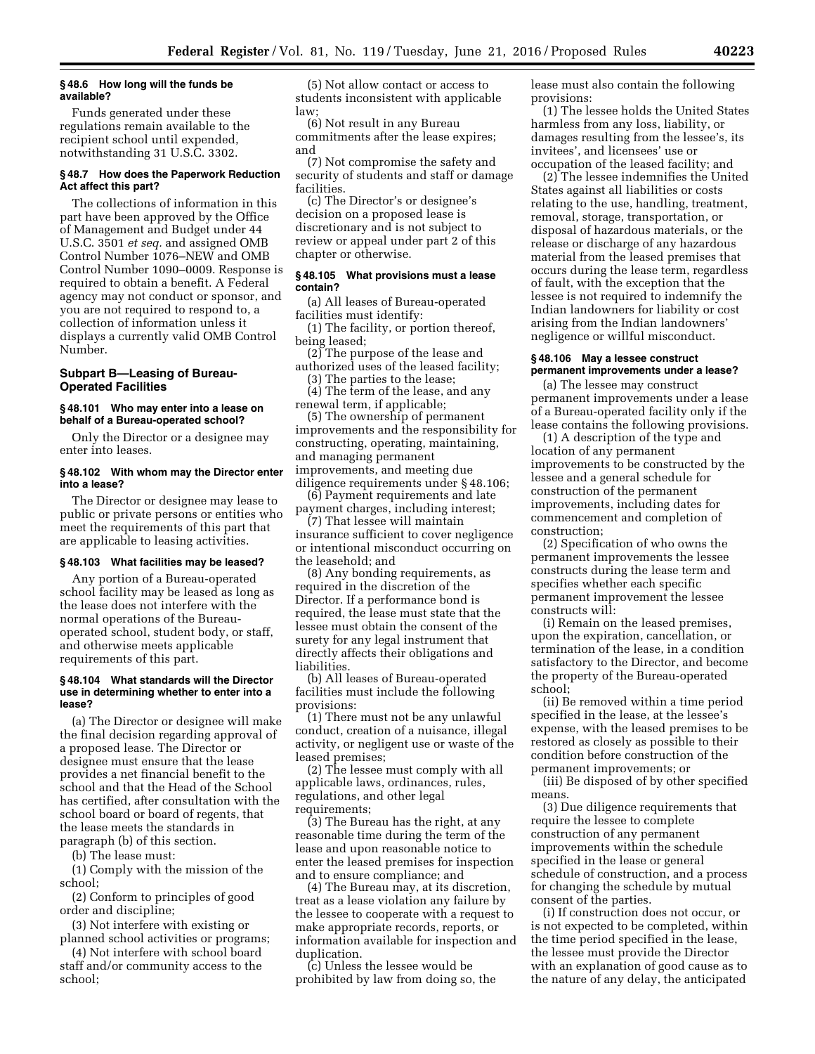### § 48.6 How long will the funds be available?

Funds generated under these regulations remain available to the recipient school until expended, notwithstanding 31 U.S.C. 3302.

### § 48.7 How does the Paperwork Reduction Act affect this part?

The collections of information in this part have been approved by the Office of Management and Budget under 44 U.S.C. 3501 *et seq.* and assigned OMB Control Number 1076–NEW and OMB Control Number 1090–0009. Response is required to obtain a benefit. A Federal agency may not conduct or sponsor, and you are not required to respond to, a collection of information unless it displays a currently valid OMB Control Number.

## Subpart B—Leasing of Bureau-Operated Facilities

### § 48.101 Who may enter into a lease on behalf of a Bureau-operated school?

Only the Director or a designee may enter into leases.

### § 48.102 With whom may the Director enter into a lease?

The Director or designee may lease to public or private persons or entities who meet the requirements of this part that are applicable to leasing activities.

### § 48.103 What facilities may be leased?

Any portion of a Bureau-operated school facility may be leased as long as the lease does not interfere with the normal operations of the Bureau-operated school, student body, or staff, and otherwise meets applicable requirements of this part.

### § 48.104 What standards will the Director use in determining whether to enter into a lease?

(a) The Director or designee will make the final decision regarding approval of a proposed lease. The Director or designee must ensure that the lease provides a net financial benefit to the school and that the Head of the School has certified, after consultation with the school board or board of regents, that the lease meets the standards in paragraph (b) of this section.

(b) The lease must:

(1) Comply with the mission of the school;

(2) Conform to principles of good order and discipline;

(3) Not interfere with existing or planned school activities or programs;

(4) Not interfere with school board staff and/or community access to the school;

(5) Not allow contact or access to students inconsistent with applicable law;

(6) Not result in any Bureau commitments after the lease expires; and

(7) Not compromise the safety and security of students and staff or damage facilities.

(c) The Director's or designee's decision on a proposed lease is discretionary and is not subject to review or appeal under part 2 of this chapter or otherwise.

### § 48.105 What provisions must a lease contain?

(a) All leases of Bureau-operated facilities must identify:

(1) The facility, or portion thereof, being leased;

(2) The purpose of the lease and authorized uses of the leased facility;

(3) The parties to the lease;

(4) The term of the lease, and any renewal term, if applicable;

(5) The ownership of permanent improvements and the responsibility for constructing, operating, maintaining, and managing permanent improvements, and meeting due diligence requirements under § 48.106;

(6) Payment requirements and late payment charges, including interest;

(7) That lessee will maintain insurance sufficient to cover negligence or intentional misconduct occurring on the leasehold; and

(8) Any bonding requirements, as required in the discretion of the Director. If a performance bond is required, the lease must state that the lessee must obtain the consent of the surety for any legal instrument that directly affects their obligations and liabilities.

(b) All leases of Bureau-operated facilities must include the following provisions:

(1) There must not be any unlawful conduct, creation of a nuisance, illegal activity, or negligent use or waste of the leased premises;

(2) The lessee must comply with all applicable laws, ordinances, rules, regulations, and other legal requirements;

(3) The Bureau has the right, at any reasonable time during the term of the lease and upon reasonable notice to enter the leased premises for inspection and to ensure compliance; and

(4) The Bureau may, at its discretion, treat as a lease violation any failure by the lessee to cooperate with a request to make appropriate records, reports, or information available for inspection and duplication.

(c) Unless the lessee would be prohibited by law from doing so, the lease must also contain the following provisions:

(1) The lessee holds the United States harmless from any loss, liability, or damages resulting from the lessee's, its invitees', and licensees' use or occupation of the leased facility; and

(2) The lessee indemnifies the United States against all liabilities or costs relating to the use, handling, treatment, removal, storage, transportation, or disposal of hazardous materials, or the release or discharge of any hazardous material from the leased premises that occurs during the lease term, regardless of fault, with the exception that the lessee is not required to indemnify the Indian landowners for liability or cost arising from the Indian landowners' negligence or willful misconduct.

### § 48.106 May a lessee construct permanent improvements under a lease?

(a) The lessee may construct permanent improvements under a lease of a Bureau-operated facility only if the lease contains the following provisions.

(1) A description of the type and location of any permanent improvements to be constructed by the lessee and a general schedule for construction of the permanent improvements, including dates for commencement and completion of construction;

(2) Specification of who owns the permanent improvements the lessee constructs during the lease term and specifies whether each specific permanent improvement the lessee constructs will:

(i) Remain on the leased premises, upon the expiration, cancellation, or termination of the lease, in a condition satisfactory to the Director, and become the property of the Bureau-operated school;

(ii) Be removed within a time period specified in the lease, at the lessee's expense, with the leased premises to be restored as closely as possible to their condition before construction of the permanent improvements; or

(iii) Be disposed of by other specified means.

(3) Due diligence requirements that require the lessee to complete construction of any permanent improvements within the schedule specified in the lease or general schedule of construction, and a process for changing the schedule by mutual consent of the parties.

(i) If construction does not occur, or is not expected to be completed, within the time period specified in the lease, the lessee must provide the Director with an explanation of good cause as to the nature of any delay, the anticipated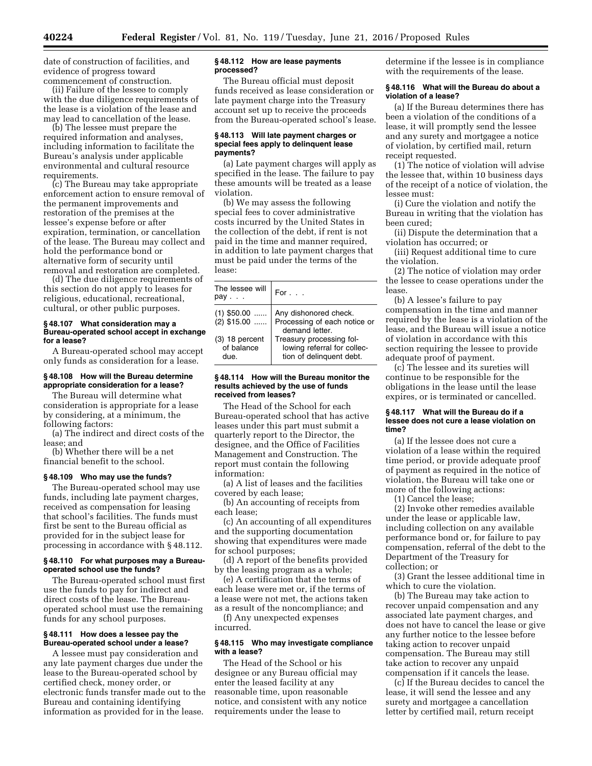date of construction of facilities, and evidence of progress toward commencement of construction.

(ii) Failure of the lessee to comply with the due diligence requirements of the lease is a violation of the lease and may lead to cancellation of the lease.

(b) The lessee must prepare the required information and analyses, including information to facilitate the Bureau's analysis under applicable environmental and cultural resource requirements.

(c) The Bureau may take appropriate enforcement action to ensure removal of the permanent improvements and restoration of the premises at the lessee's expense before or after expiration, termination, or cancellation of the lease. The Bureau may collect and hold the performance bond or alternative form of security until removal and restoration are completed.

(d) The due diligence requirements of this section do not apply to leases for religious, educational, recreational, cultural, or other public purposes.

### § 48.107 What consideration may a Bureau-operated school accept in exchange for a lease?

A Bureau-operated school may accept only funds as consideration for a lease.

### § 48.108 How will the Bureau determine appropriate consideration for a lease?

The Bureau will determine what consideration is appropriate for a lease by considering, at a minimum, the following factors:

(a) The indirect and direct costs of the lease; and

(b) Whether there will be a net financial benefit to the school.

### § 48.109 Who may use the funds?

The Bureau-operated school may use funds, including late payment charges, received as compensation for leasing that school's facilities. The funds must first be sent to the Bureau official as provided for in the subject lease for processing in accordance with § 48.112.

### § 48.110 For what purposes may a Bureau-operated school use the funds?

The Bureau-operated school must first use the funds to pay for indirect and direct costs of the lease. The Bureau-operated school must use the remaining funds for any school purposes.

### § 48.111 How does a lessee pay the Bureau-operated school under a lease?

A lessee must pay consideration and any late payment charges due under the lease to the Bureau-operated school by certified check, money order, or electronic funds transfer made out to the Bureau and containing identifying information as provided for in the lease.

### § 48.112 How are lease payments processed?

The Bureau official must deposit funds received as lease consideration or late payment charge into the Treasury account set up to receive the proceeds from the Bureau-operated school's lease.

### § 48.113 Will late payment charges or special fees apply to delinquent lease payments?

(a) Late payment charges will apply as specified in the lease. The failure to pay these amounts will be treated as a lease violation.

(b) We may assess the following special fees to cover administrative costs incurred by the United States in the collection of the debt, if rent is not paid in the time and manner required, in addition to late payment charges that must be paid under the terms of the lease:

| The lessee will pay . . . | For . . . |
|---|---|
| (1) $50.00 ...... | Any dishonored check. |
| (2) $15.00 ...... | Processing of each notice or demand letter. |
| (3) 18 percent of balance due. | Treasury processing following referral for collection of delinquent debt. |

### § 48.114 How will the Bureau monitor the results achieved by the use of funds received from leases?

The Head of the School for each Bureau-operated school that has active leases under this part must submit a quarterly report to the Director, the designee, and the Office of Facilities Management and Construction. The report must contain the following information:

(a) A list of leases and the facilities covered by each lease;

(b) An accounting of receipts from each lease;

(c) An accounting of all expenditures and the supporting documentation showing that expenditures were made for school purposes;

(d) A report of the benefits provided by the leasing program as a whole;

(e) A certification that the terms of each lease were met or, if the terms of a lease were not met, the actions taken as a result of the noncompliance; and

(f) Any unexpected expenses incurred.

### § 48.115 Who may investigate compliance with a lease?

The Head of the School or his designee or any Bureau official may enter the leased facility at any reasonable time, upon reasonable notice, and consistent with any notice requirements under the lease to determine if the lessee is in compliance with the requirements of the lease.

### § 48.116 What will the Bureau do about a violation of a lease?

(a) If the Bureau determines there has been a violation of the conditions of a lease, it will promptly send the lessee and any surety and mortgagee a notice of violation, by certified mail, return receipt requested.

(1) The notice of violation will advise the lessee that, within 10 business days of the receipt of a notice of violation, the lessee must:

(i) Cure the violation and notify the Bureau in writing that the violation has been cured;

(ii) Dispute the determination that a violation has occurred; or

(iii) Request additional time to cure the violation.

(2) The notice of violation may order the lessee to cease operations under the lease.

(b) A lessee's failure to pay compensation in the time and manner required by the lease is a violation of the lease, and the Bureau will issue a notice of violation in accordance with this section requiring the lessee to provide adequate proof of payment.

(c) The lessee and its sureties will continue to be responsible for the obligations in the lease until the lease expires, or is terminated or cancelled.

### § 48.117 What will the Bureau do if a lessee does not cure a lease violation on time?

(a) If the lessee does not cure a violation of a lease within the required time period, or provide adequate proof of payment as required in the notice of violation, the Bureau will take one or more of the following actions:

(1) Cancel the lease;

(2) Invoke other remedies available under the lease or applicable law, including collection on any available performance bond or, for failure to pay compensation, referral of the debt to the Department of the Treasury for collection; or

(3) Grant the lessee additional time in which to cure the violation.

(b) The Bureau may take action to recover unpaid compensation and any associated late payment charges, and does not have to cancel the lease or give any further notice to the lessee before taking action to recover unpaid compensation. The Bureau may still take action to recover any unpaid compensation if it cancels the lease.

(c) If the Bureau decides to cancel the lease, it will send the lessee and any surety and mortgagee a cancellation letter by certified mail, return receipt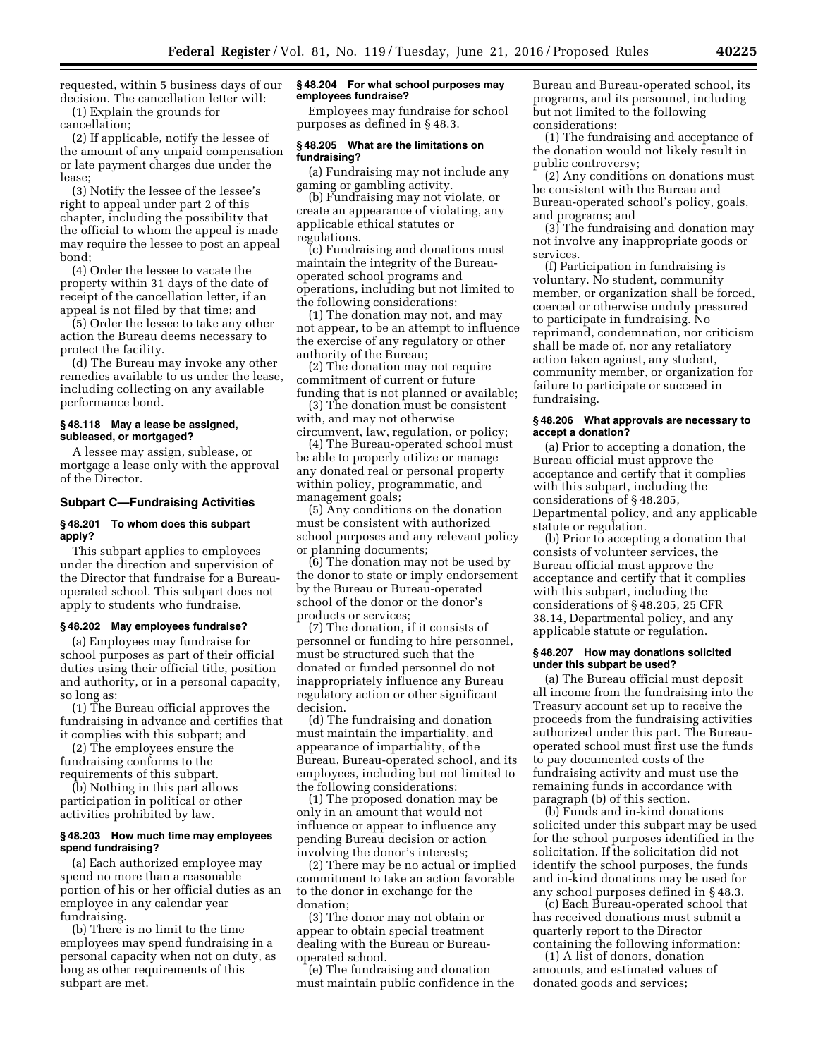requested, within 5 business days of our decision. The cancellation letter will:

(1) Explain the grounds for cancellation;

(2) If applicable, notify the lessee of the amount of any unpaid compensation or late payment charges due under the lease;

(3) Notify the lessee of the lessee's right to appeal under part 2 of this chapter, including the possibility that the official to whom the appeal is made may require the lessee to post an appeal bond;

(4) Order the lessee to vacate the property within 31 days of the date of receipt of the cancellation letter, if an appeal is not filed by that time; and

(5) Order the lessee to take any other action the Bureau deems necessary to protect the facility.

(d) The Bureau may invoke any other remedies available to us under the lease, including collecting on any available performance bond.

#### § 48.118 May a lease be assigned, subleased, or mortgaged?

A lessee may assign, sublease, or mortgage a lease only with the approval of the Director.

### Subpart C—Fundraising Activities

#### § 48.201 To whom does this subpart apply?

This subpart applies to employees under the direction and supervision of the Director that fundraise for a Bureau-operated school. This subpart does not apply to students who fundraise.

#### § 48.202 May employees fundraise?

(a) Employees may fundraise for school purposes as part of their official duties using their official title, position and authority, or in a personal capacity, so long as:

(1) The Bureau official approves the fundraising in advance and certifies that it complies with this subpart; and

(2) The employees ensure the fundraising conforms to the requirements of this subpart.

(b) Nothing in this part allows participation in political or other activities prohibited by law.

#### § 48.203 How much time may employees spend fundraising?

(a) Each authorized employee may spend no more than a reasonable portion of his or her official duties as an employee in any calendar year fundraising.

(b) There is no limit to the time employees may spend fundraising in a personal capacity when not on duty, as long as other requirements of this subpart are met.

#### § 48.204 For what school purposes may employees fundraise?

Employees may fundraise for school purposes as defined in § 48.3.

#### § 48.205 What are the limitations on fundraising?

(a) Fundraising may not include any gaming or gambling activity.

(b) Fundraising may not violate, or create an appearance of violating, any applicable ethical statutes or regulations.

(c) Fundraising and donations must maintain the integrity of the Bureau-operated school programs and operations, including but not limited to the following considerations:

(1) The donation may not, and may not appear, to be an attempt to influence the exercise of any regulatory or other authority of the Bureau;

(2) The donation may not require commitment of current or future funding that is not planned or available;

(3) The donation must be consistent with, and may not otherwise circumvent, law, regulation, or policy;

(4) The Bureau-operated school must be able to properly utilize or manage any donated real or personal property within policy, programmatic, and management goals;

(5) Any conditions on the donation must be consistent with authorized school purposes and any relevant policy or planning documents;

(6) The donation may not be used by the donor to state or imply endorsement by the Bureau or Bureau-operated school of the donor or the donor's products or services;

(7) The donation, if it consists of personnel or funding to hire personnel, must be structured such that the donated or funded personnel do not inappropriately influence any Bureau regulatory action or other significant decision.

(d) The fundraising and donation must maintain the impartiality, and appearance of impartiality, of the Bureau, Bureau-operated school, and its employees, including but not limited to the following considerations:

(1) The proposed donation may be only in an amount that would not influence or appear to influence any pending Bureau decision or action involving the donor's interests;

(2) There may be no actual or implied commitment to take an action favorable to the donor in exchange for the donation;

(3) The donor may not obtain or appear to obtain special treatment dealing with the Bureau or Bureau-operated school.

(e) The fundraising and donation must maintain public confidence in the Bureau and Bureau-operated school, its programs, and its personnel, including but not limited to the following considerations:

(1) The fundraising and acceptance of the donation would not likely result in public controversy;

(2) Any conditions on donations must be consistent with the Bureau and Bureau-operated school's policy, goals, and programs; and

(3) The fundraising and donation may not involve any inappropriate goods or services.

(f) Participation in fundraising is voluntary. No student, community member, or organization shall be forced, coerced or otherwise unduly pressured to participate in fundraising. No reprimand, condemnation, nor criticism shall be made of, nor any retaliatory action taken against, any student, community member, or organization for failure to participate or succeed in fundraising.

#### § 48.206 What approvals are necessary to accept a donation?

(a) Prior to accepting a donation, the Bureau official must approve the acceptance and certify that it complies with this subpart, including the considerations of § 48.205, Departmental policy, and any applicable statute or regulation.

(b) Prior to accepting a donation that consists of volunteer services, the Bureau official must approve the acceptance and certify that it complies with this subpart, including the considerations of § 48.205, 25 CFR 38.14, Departmental policy, and any applicable statute or regulation.

#### § 48.207 How may donations solicited under this subpart be used?

(a) The Bureau official must deposit all income from the fundraising into the Treasury account set up to receive the proceeds from the fundraising activities authorized under this part. The Bureau-operated school must first use the funds to pay documented costs of the fundraising activity and must use the remaining funds in accordance with paragraph (b) of this section.

(b) Funds and in-kind donations solicited under this subpart may be used for the school purposes identified in the solicitation. If the solicitation did not identify the school purposes, the funds and in-kind donations may be used for any school purposes defined in § 48.3.

(c) Each Bureau-operated school that has received donations must submit a quarterly report to the Director containing the following information:

(1) A list of donors, donation amounts, and estimated values of donated goods and services;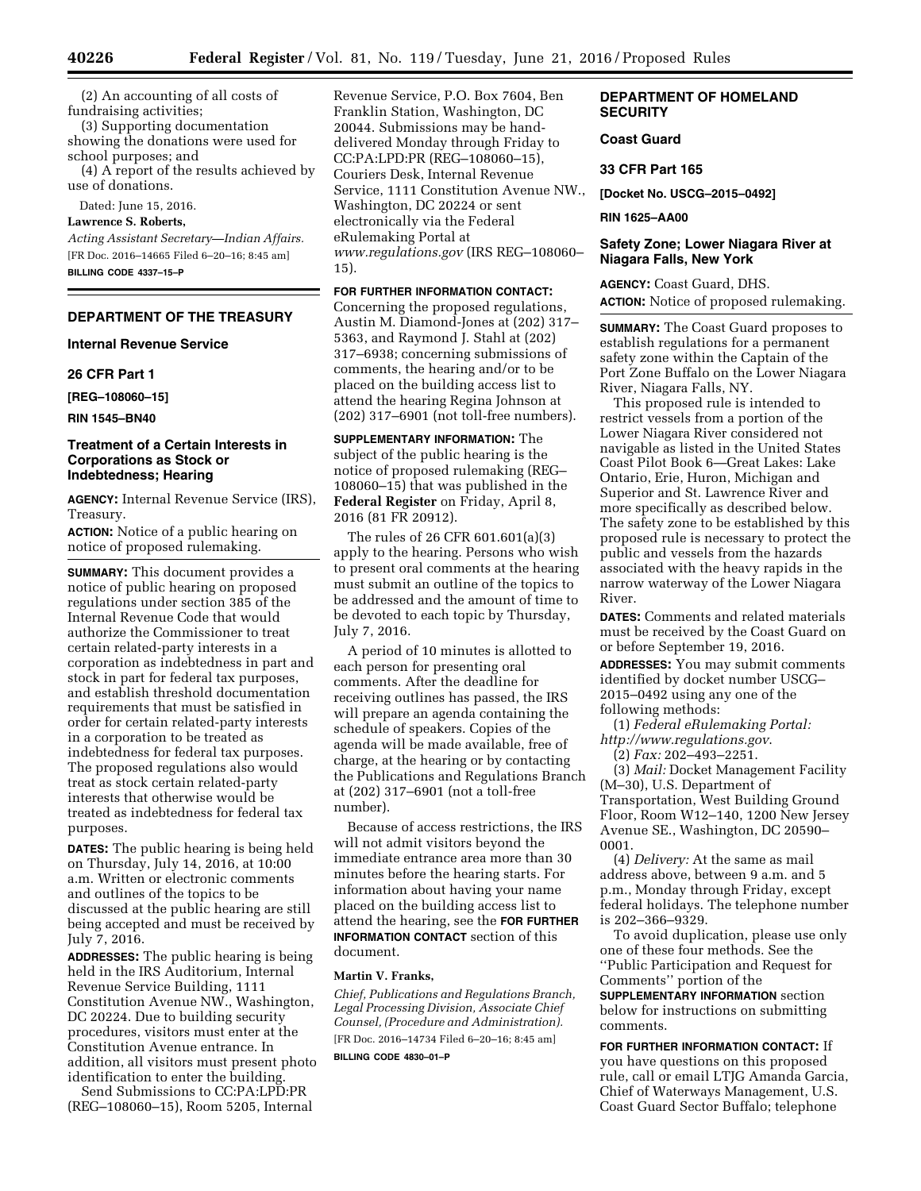(2) An accounting of all costs of fundraising activities;

(3) Supporting documentation showing the donations were used for school purposes; and

(4) A report of the results achieved by use of donations.

Dated: June 15, 2016.

**Lawrence S. Roberts,**

*Acting Assistant Secretary—Indian Affairs.*

[FR Doc. 2016–14665 Filed 6–20–16; 8:45 am]

**BILLING CODE 4337–15–P**

---

## DEPARTMENT OF THE TREASURY

### Internal Revenue Service

### 26 CFR Part 1

**[REG–108060–15]**

**RIN 1545–BN40**

### Treatment of a Certain Interests in Corporations as Stock or Indebtedness; Hearing

**AGENCY:** Internal Revenue Service (IRS), Treasury.

**ACTION:** Notice of a public hearing on notice of proposed rulemaking.

**SUMMARY:** This document provides a notice of public hearing on proposed regulations under section 385 of the Internal Revenue Code that would authorize the Commissioner to treat certain related-party interests in a corporation as indebtedness in part and stock in part for federal tax purposes, and establish threshold documentation requirements that must be satisfied in order for certain related-party interests in a corporation to be treated as indebtedness for federal tax purposes. The proposed regulations also would treat as stock certain related-party interests that otherwise would be treated as indebtedness for federal tax purposes.

**DATES:** The public hearing is being held on Thursday, July 14, 2016, at 10:00 a.m. Written or electronic comments and outlines of the topics to be discussed at the public hearing are still being accepted and must be received by July 7, 2016.

**ADDRESSES:** The public hearing is being held in the IRS Auditorium, Internal Revenue Service Building, 1111 Constitution Avenue NW., Washington, DC 20224. Due to building security procedures, visitors must enter at the Constitution Avenue entrance. In addition, all visitors must present photo identification to enter the building.

Send Submissions to CC:PA:LPD:PR (REG–108060–15), Room 5205, Internal Revenue Service, P.O. Box 7604, Ben Franklin Station, Washington, DC 20044. Submissions may be hand-delivered Monday through Friday to CC:PA:LPD:PR (REG–108060–15), Couriers Desk, Internal Revenue Service, 1111 Constitution Avenue NW., Washington, DC 20224 or sent electronically via the Federal eRulemaking Portal at *www.regulations.gov* (IRS REG–108060–15).

**FOR FURTHER INFORMATION CONTACT:** Concerning the proposed regulations, Austin M. Diamond-Jones at (202) 317–5363, and Raymond J. Stahl at (202) 317–6938; concerning submissions of comments, the hearing and/or to be placed on the building access list to attend the hearing Regina Johnson at (202) 317–6901 (not toll-free numbers).

**SUPPLEMENTARY INFORMATION:** The subject of the public hearing is the notice of proposed rulemaking (REG–108060–15) that was published in the **Federal Register** on Friday, April 8, 2016 (81 FR 20912).

The rules of 26 CFR 601.601(a)(3) apply to the hearing. Persons who wish to present oral comments at the hearing must submit an outline of the topics to be addressed and the amount of time to be devoted to each topic by Thursday, July 7, 2016.

A period of 10 minutes is allotted to each person for presenting oral comments. After the deadline for receiving outlines has passed, the IRS will prepare an agenda containing the schedule of speakers. Copies of the agenda will be made available, free of charge, at the hearing or by contacting the Publications and Regulations Branch at (202) 317–6901 (not a toll-free number).

Because of access restrictions, the IRS will not admit visitors beyond the immediate entrance area more than 30 minutes before the hearing starts. For information about having your name placed on the building access list to attend the hearing, see the **FOR FURTHER INFORMATION CONTACT** section of this document.

**Martin V. Franks,**

*Chief, Publications and Regulations Branch, Legal Processing Division, Associate Chief Counsel, (Procedure and Administration).*

[FR Doc. 2016–14734 Filed 6–20–16; 8:45 am]

**BILLING CODE 4830–01–P**

---

## DEPARTMENT OF HOMELAND SECURITY

### Coast Guard

### 33 CFR Part 165

**[Docket No. USCG–2015–0492]**

**RIN 1625–AA00**

### Safety Zone; Lower Niagara River at Niagara Falls, New York

**AGENCY:** Coast Guard, DHS.

**ACTION:** Notice of proposed rulemaking.

**SUMMARY:** The Coast Guard proposes to establish regulations for a permanent safety zone within the Captain of the Port Zone Buffalo on the Lower Niagara River, Niagara Falls, NY.

This proposed rule is intended to restrict vessels from a portion of the Lower Niagara River considered not navigable as listed in the United States Coast Pilot Book 6—Great Lakes: Lake Ontario, Erie, Huron, Michigan and Superior and St. Lawrence River and more specifically as described below. The safety zone to be established by this proposed rule is necessary to protect the public and vessels from the hazards associated with the heavy rapids in the narrow waterway of the Lower Niagara River.

**DATES:** Comments and related materials must be received by the Coast Guard on or before September 19, 2016.

**ADDRESSES:** You may submit comments identified by docket number USCG–2015–0492 using any one of the following methods:

(1) *Federal eRulemaking Portal: http://www.regulations.gov*.

(2) *Fax:* 202–493–2251.

(3) *Mail:* Docket Management Facility (M–30), U.S. Department of Transportation, West Building Ground Floor, Room W12–140, 1200 New Jersey Avenue SE., Washington, DC 20590–0001.

(4) *Delivery:* At the same as mail address above, between 9 a.m. and 5 p.m., Monday through Friday, except federal holidays. The telephone number is 202–366–9329.

To avoid duplication, please use only one of these four methods. See the ''Public Participation and Request for Comments'' portion of the **SUPPLEMENTARY INFORMATION** section below for instructions on submitting comments.

**FOR FURTHER INFORMATION CONTACT:** If you have questions on this proposed rule, call or email LTJG Amanda Garcia, Chief of Waterways Management, U.S. Coast Guard Sector Buffalo; telephone